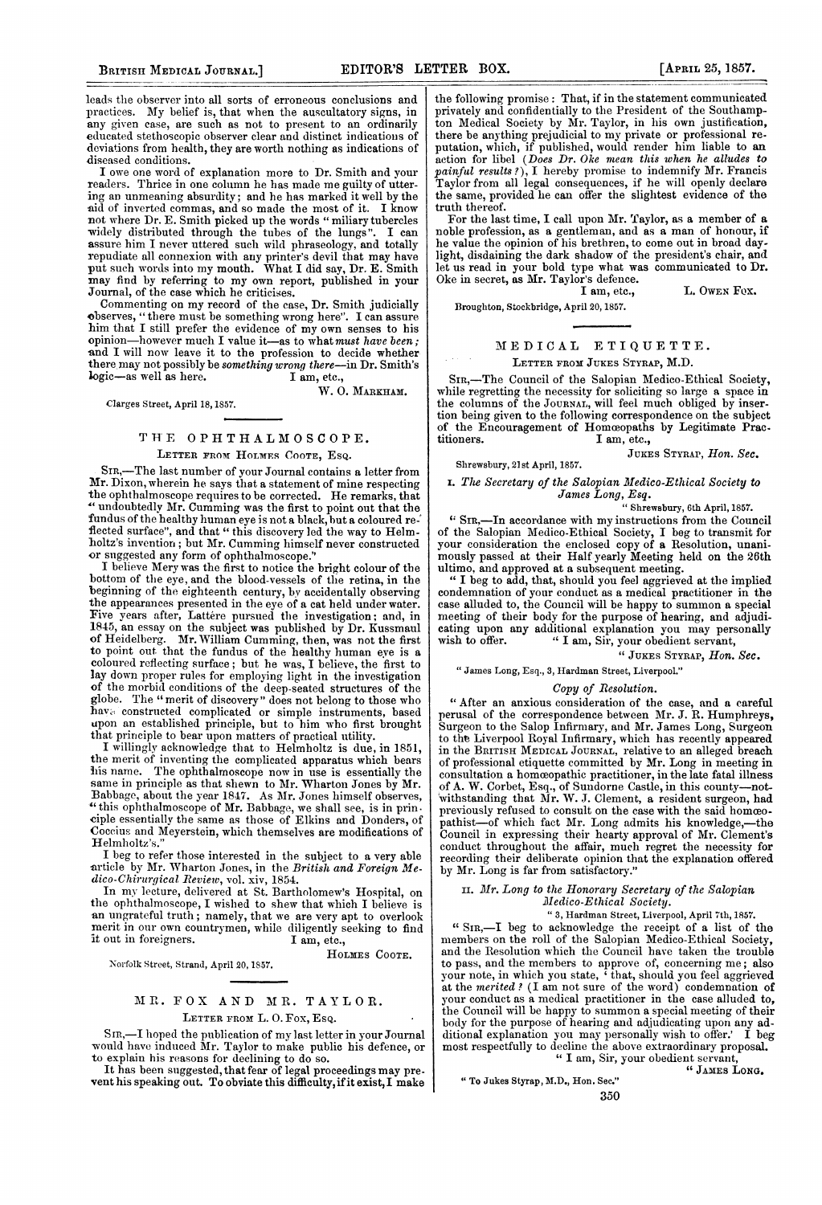leads the observer into all sorts of erroneous conclusions and practices. My belief is, that when the auscultatory signs, in any given case, are such as not to present to an ordinarily educated stethoscopic observer clear and distinct indications of deviations from health, they are worth nothing as indications of diseased conditions.

I owe one word of explanation more to Dr. Smith and your readers. Thrice in one column he has made me guilty of uttering an unmeaning absurdity; and he has marked it well by the aid of inverted commas, and so made the most of it. I know not where Dr. E. Smith picked up the words "miliary tubercles widely distributed through the tubes of the lungs". I can assure him I never uttered such wild phraseology, and totally repudiate all connexion with any printer's devil that may have put such words into my mouth. What I did say, Dr. E. Smith may find by referring to my own report, published in your Journal, of the case which he criticises.

Commenting on my record of the case, Dr. Smith judicially observes, "there must be something wrong here". I can assure him that I still prefer the evidence of my own senses to his opinion—however much I value it—as to what *must have been*; and I will now leave it to the profession to decide whether there may not possibly be *something wrong there*—in Dr. Smith's logic—as well as here.

I am, etc.,

W. O. MARKHAM.

Clarges Street, April 18, 1857.

## THE OPHTHALMOSCOPE.

LETTER FROM HOLMES COOTE, ESQ.

SIR,—The last number of your Journal contains a letter from Mr. Dixon, wherein he says that a statement of mine respecting the ophthalmoscope requires to be corrected. He remarks, that "undoubtedly Mr. Cumming was the first to point out that the fundus of the healthy human eye is not a black, but a coloured reflected surface", and that "this discovery led the way to Helmholtz's invention; but Mr. Cumming himself never constructed or suggested any form of ophthalmoscope."

I believe Mery was the first to notice the bright colour of the bottom of the eye, and the blood-vessels of the retina, in the beginning of the eighteenth century, by accidentally observing the appearances presented in the eye of a cat held under water. Five years after, Lattère pursued the investigation; and, in 1845, an essay on the subject was published by Dr. Kussmaul of Heidelberg. Mr. William Cumming, then, was not the first to point out that the fundus of the healthy human eye is a coloured reflecting surface; but he was, I believe, the first to lay down proper rules for employing light in the investigation of the morbid conditions of the deep-seated structures of the globe. The "merit of discovery" does not belong to those who have constructed complicated or simple instruments, based upon an established principle, but to him who first brought that principle to bear upon matters of practical utility.

I willingly acknowledge that to Helmholtz is due, in 1851, the merit of inventing the complicated apparatus which bears his name. The ophthalmoscope now in use is essentially the same in principle as that shewn to Mr. Wharton Jones by Mr. Babbage, about the year 1847. As Mr. Jones himself observes, "this ophthalmoscope of Mr. Babbage, we shall see, is in principle essentially the same as those of Elkins and Donders, of Coccius and Meyerstein, which themselves are modifications of Helmholtz's."

I beg to refer those interested in the subject to a very able article by Mr. Wharton Jones, in the *British and Foreign Medico-Chirurgical Review*, vol. xiv, 1854.

In my lecture, delivered at St. Bartholomew's Hospital, on the ophthalmoscope, I wished to shew that which I believe is an ungrateful truth; namely, that we are very apt to overlook merit in our own countrymen, while diligently seeking to find it out in foreigners.

I am, etc.,

HOLMES COOTE.

Norfolk Street, Strand, April 20, 1857.

## MR. FOX AND MR. TAYLOR.

LETTER FROM L. O. FOX, ESQ.

SIR,—I hoped the publication of my last letter in your Journal would have induced Mr. Taylor to make public his defence, or to explain his reasons for declining to do so.

It has been suggested, that fear of legal proceedings may prevent his speaking out. To obviate this difficulty, if it exist, I make the following promise: That, if in the statement communicated privately and confidentially to the President of the Southampton Medical Society by Mr. Taylor, in his own justification, there be anything prejudicial to my private or professional reputation, which, if published, would render him liable to an action for libel (*Does Dr. Oke mean this when he alludes to painful results?*), I hereby promise to indemnify Mr. Francis Taylor from all legal consequences, if he will openly declare the same, provided he can offer the slightest evidence of the truth thereof.

For the last time, I call upon Mr. Taylor, as a member of a noble profession, as a gentleman, and as a man of honour, if he value the opinion of his brethren, to come out in broad daylight, disdaining the dark shadow of the president's chair, and let us read in your bold type what was communicated to Dr. Oke in secret, as Mr. Taylor's defence.

I am, etc.,

L. OWEN FOX.

Broughton, Stockbridge, April 20, 1857.

## MEDICAL ETIQUETTE.

LETTER FROM JUKES STYRAP, M.D.

SIR,—The Council of the Salopian Medico-Ethical Society, while regretting the necessity for soliciting so large a space in the columns of the JOURNAL, will feel much obliged by insertion being given to the following correspondence on the subject of the Encouragement of Homœopaths by Legitimate Practitioners.

I am, etc.,

JUKES STYRAP, *Hon. Sec.*

Shrewsbury, 21st April, 1857.

### I. *The Secretary of the Salopian Medico-Ethical Society to James Long, Esq.*

"Shrewsbury, 6th April, 1857.

"SIR,—In accordance with my instructions from the Council of the Salopian Medico-Ethical Society, I beg to transmit for your consideration the enclosed copy of a Resolution, unanimously passed at their Half yearly Meeting held on the 26th ultimo, and approved at a subsequent meeting.

"I beg to add, that, should you feel aggrieved at the implied condemnation of your conduct as a medical practitioner in the case alluded to, the Council will be happy to summon a special meeting of their body for the purpose of hearing, and adjudicating upon any additional explanation you may personally wish to offer.

"I am, Sir, your obedient servant,

"JUKES STYRAP, *Hon. Sec.*

"James Long, Esq., 3, Hardman Street, Liverpool."

*Copy of Resolution.*

"After an anxious consideration of the case, and a careful perusal of the correspondence between Mr. J. R. Humphreys, Surgeon to the Salop Infirmary, and Mr. James Long, Surgeon to the Liverpool Royal Infirmary, which has recently appeared in the BRITISH MEDICAL JOURNAL, relative to an alleged breach of professional etiquette committed by Mr. Long in meeting in consultation a homœopathic practitioner, in the late fatal illness of A. W. Corbet, Esq., of Sundorne Castle, in this county—notwithstanding that Mr. W. J. Clement, a resident surgeon, had previously refused to consult on the case with the said homœopathist—of which fact Mr. Long admits his knowledge,—the Council in expressing their hearty approval of Mr. Clement's conduct throughout the affair, much regret the necessity for recording their deliberate opinion that the explanation offered by Mr. Long is far from satisfactory."

### II. *Mr. Long to the Honorary Secretary of the Salopian Medico-Ethical Society.*

"3, Hardman Street, Liverpool, April 7th, 1857.

"SIR,—I beg to acknowledge the receipt of a list of the members on the roll of the Salopian Medico-Ethical Society, and the Resolution which the Council have taken the trouble to pass, and the members to approve of, concerning me; also your note, in which you state, 'that, should you feel aggrieved at the *merited?* (I am not sure of the word) condemnation of your conduct as a medical practitioner in the case alluded to, the Council will be happy to summon a special meeting of their body for the purpose of hearing and adjudicating upon any additional explanation you may personally wish to offer.' I beg most respectfully to decline the above extraordinary proposal.

"I am, Sir, your obedient servant,

"JAMES LONG.

"To Jukes Styrap, M.D., Hon. Sec."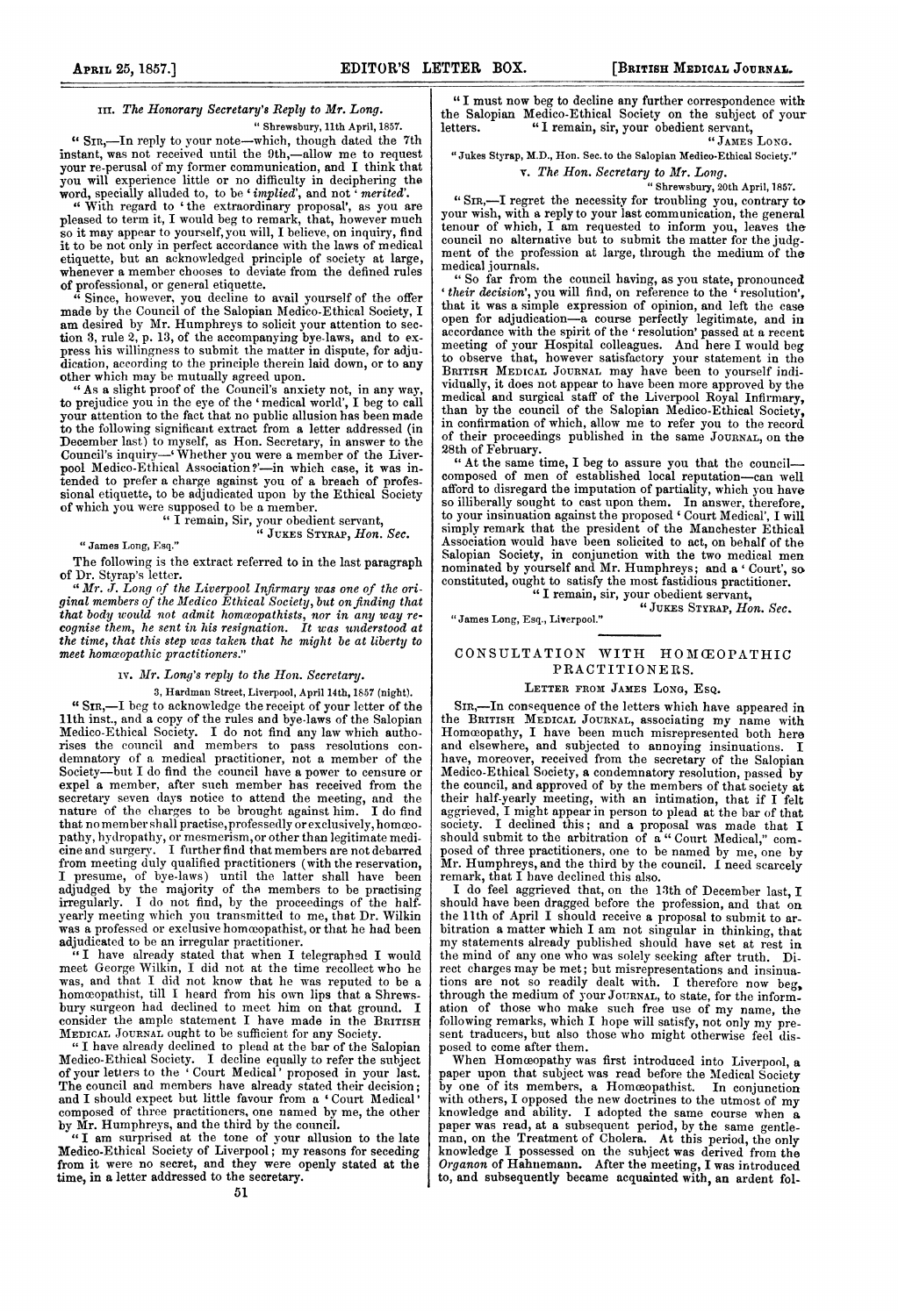### III. *The Honorary Secretary's Reply to Mr. Long.*

" Shrewsbury, 11th April, 1857.

" SIR,—In reply to your note—which, though dated the 7th instant, was not received until the 9th,—allow me to request your re-perusal of my former communication, and I think that you will experience little or no difficulty in deciphering the word, specially alluded to, to be '*implied*', and not '*merited*'.

" With regard to 'the extraordinary proposal', as you are pleased to term it, I would beg to remark, that, however much so it may appear to yourself, you will, I believe, on inquiry, find it to be not only in perfect accordance with the laws of medical etiquette, but an acknowledged principle of society at large, whenever a member chooses to deviate from the defined rules of professional, or general etiquette.

" Since, however, you decline to avail yourself of the offer made by the Council of the Salopian Medico-Ethical Society, I am desired by Mr. Humphreys to solicit your attention to section 3, rule 2, p. 13, of the accompanying bye-laws, and to express his willingness to submit the matter in dispute, for adjudication, according to the principle therein laid down, or to any other which may be mutually agreed upon.

" As a slight proof of the Council's anxiety not, in any way, to prejudice you in the eye of the 'medical world', I beg to call your attention to the fact that no public allusion has been made to the following significant extract from a letter addressed (in December last) to myself, as Hon. Secretary, in answer to the Council's inquiry—'Whether you were a member of the Liverpool Medico-Ethical Association?'—in which case, it was intended to prefer a charge against you of a breach of professional etiquette, to be adjudicated upon by the Ethical Society of which you were supposed to be a member.

" I remain, Sir, your obedient servant,

" JUKES STYRAP, *Hon. Sec.*

" James Long, Esq."

The following is the extract referred to in the last paragraph of Dr. Styrap's letter.

"*Mr. J. Long of the Liverpool Infirmary was one of the original members of the Medico Ethical Society, but on finding that that body would not admit homœopathists, nor in any way recognise them, he sent in his resignation. It was understood at the time, that this step was taken that he might be at liberty to meet homœopathic practitioners.*"

### IV. *Mr. Long's reply to the Hon. Secretary.*

3, Hardman Street, Liverpool, April 14th, 1857 (night).

" SIR,—I beg to acknowledge the receipt of your letter of the 11th inst., and a copy of the rules and bye-laws of the Salopian Medico-Ethical Society. I do not find any law which authorises the council and members to pass resolutions condemnatory of a medical practitioner, not a member of the Society—but I do find the council have a power to censure or expel a member, after such member has received from the secretary seven days notice to attend the meeting, and the nature of the charges to be brought against him. I do find that no member shall practise, professedly or exclusively, homœopathy, hydropathy, or mesmerism, or other than legitimate medicine and surgery. I further find that members are not debarred from meeting duly qualified practitioners (with the reservation, I presume, of bye-laws) until the latter shall have been adjudged by the majority of the members to be practising irregularly. I do not find, by the proceedings of the half-yearly meeting which you transmitted to me, that Dr. Wilkin was a professed or exclusive homœopathist, or that he had been adjudicated to be an irregular practitioner.

" I have already stated that when I telegraphed I would meet George Wilkin, I did not at the time recollect who he was, and that I did not know that he was reputed to be a homœopathist, till I heard from his own lips that a Shrewsbury surgeon had declined to meet him on that ground. I consider the ample statement I have made in the BRITISH MEDICAL JOURNAL ought to be sufficient for any Society.

" I have already declined to plead at the bar of the Salopian Medico-Ethical Society. I decline equally to refer the subject of your letters to the 'Court Medical' proposed in your last. The council and members have already stated their decision; and I should expect but little favour from a 'Court Medical' composed of three practitioners, one named by me, the other by Mr. Humphreys, and the third by the council.

" I am surprised at the tone of your allusion to the late Medico-Ethical Society of Liverpool; my reasons for seceding from it were no secret, and they were openly stated at the time, in a letter addressed to the secretary.

" I must now beg to decline any further correspondence with the Salopian Medico-Ethical Society on the subject of your letters. " I remain, sir, your obedient servant,

" JAMES LONG.

" Jukes Styrap, M.D., Hon. Sec. to the Salopian Medico-Ethical Society."

### V. *The Hon. Secretary to Mr. Long.*

" Shrewsbury, 20th April, 1857.

" SIR,—I regret the necessity for troubling you, contrary to your wish, with a reply to your last communication, the general tenour of which, I am requested to inform you, leaves the council no alternative but to submit the matter for the judgment of the profession at large, through the medium of the medical journals.

" So far from the council having, as you state, pronounced '*their decision*', you will find, on reference to the 'resolution', that it was a simple expression of opinion, and left the case open for adjudication—a course perfectly legitimate, and in accordance with the spirit of the 'resolution' passed at a recent meeting of your Hospital colleagues. And here I would beg to observe that, however satisfactory your statement in the BRITISH MEDICAL JOURNAL may have been to yourself individually, it does not appear to have been more approved by the medical and surgical staff of the Liverpool Royal Infirmary, than by the council of the Salopian Medico-Ethical Society, in confirmation of which, allow me to refer you to the record of their proceedings published in the same JOURNAL, on the 28th of February.

" At the same time, I beg to assure you that the council—composed of men of established local reputation—can well afford to disregard the imputation of partiality, which you have so illiberally sought to cast upon them. In answer, therefore, to your insinuation against the proposed 'Court Medical', I will simply remark that the president of the Manchester Ethical Association would have been solicited to act, on behalf of the Salopian Society, in conjunction with the two medical men nominated by yourself and Mr. Humphreys; and a 'Court', so constituted, ought to satisfy the most fastidious practitioner.

" I remain, sir, your obedient servant,

" JUKES STYRAP, *Hon. Sec.*

" James Long, Esq., Liverpool."

## CONSULTATION WITH HOMŒOPATHIC PRACTITIONERS.

LETTER FROM JAMES LONG, ESQ.

SIR,—In consequence of the letters which have appeared in the BRITISH MEDICAL JOURNAL, associating my name with Homœopathy, I have been much misrepresented both here and elsewhere, and subjected to annoying insinuations. I have, moreover, received from the secretary of the Salopian Medico-Ethical Society, a condemnatory resolution, passed by the council, and approved of by the members of that society at their half-yearly meeting, with an intimation, that if I felt aggrieved, I might appear in person to plead at the bar of that society. I declined this; and a proposal was made that I should submit to the arbitration of a "Court Medical," composed of three practitioners, one to be named by me, one by Mr. Humphreys, and the third by the council. I need scarcely remark, that I have declined this also.

I do feel aggrieved that, on the 13th of December last, I should have been dragged before the profession, and that on the 11th of April I should receive a proposal to submit to arbitration a matter which I am not singular in thinking, that my statements already published should have set at rest in the mind of any one who was solely seeking after truth. Direct charges may be met; but misrepresentations and insinuations are not so readily dealt with. I therefore now beg, through the medium of your JOURNAL, to state, for the information of those who make such free use of my name, the following remarks, which I hope will satisfy, not only my present traducers, but also those who might otherwise feel disposed to come after them.

When Homœopathy was first introduced into Liverpool, a paper upon that subject was read before the Medical Society by one of its members, a Homœopathist. In conjunction with others, I opposed the new doctrines to the utmost of my knowledge and ability. I adopted the same course when a paper was read, at a subsequent period, by the same gentleman, on the Treatment of Cholera. At this period, the only knowledge I possessed on the subject was derived from the *Organon* of Hahnemann. After the meeting, I was introduced to, and subsequently became acquainted with, an ardent fol-